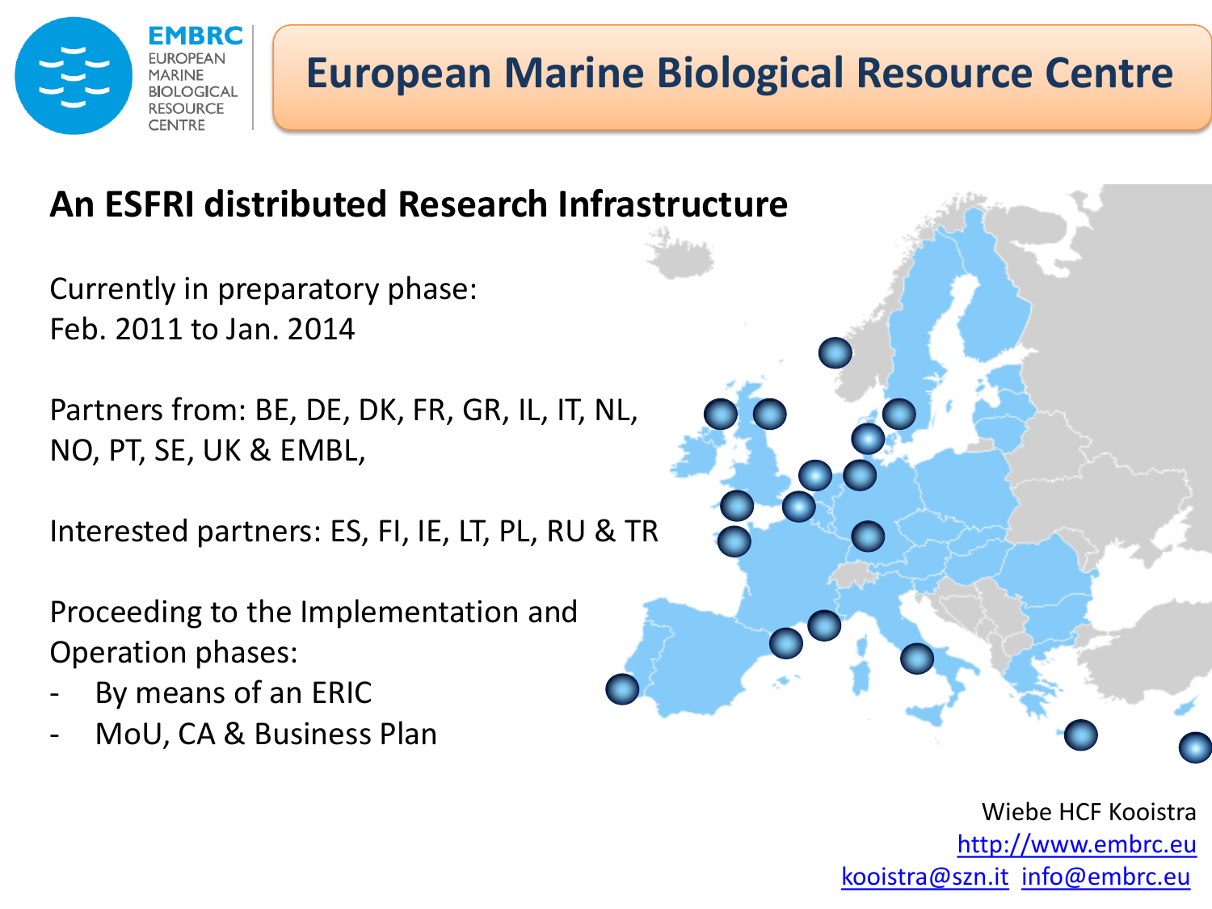# European Marine Biological Resource Centre

EMBRC
EUROPEAN MARINE BIOLOGICAL RESOURCE CENTRE

## An ESFRI distributed Research Infrastructure

Currently in preparatory phase:
Feb. 2011 to Jan. 2014

Partners from: BE, DE, DK, FR, GR, IL, IT, NL, NO, PT, SE, UK & EMBL,

Interested partners: ES, FI, IE, LT, PL, RU & TR

Proceeding to the Implementation and Operation phases:

- By means of an ERIC
- MoU, CA & Business Plan

Wiebe HCF Kooistra
http://www.embrc.eu
kooistra@szn.it info@embrc.eu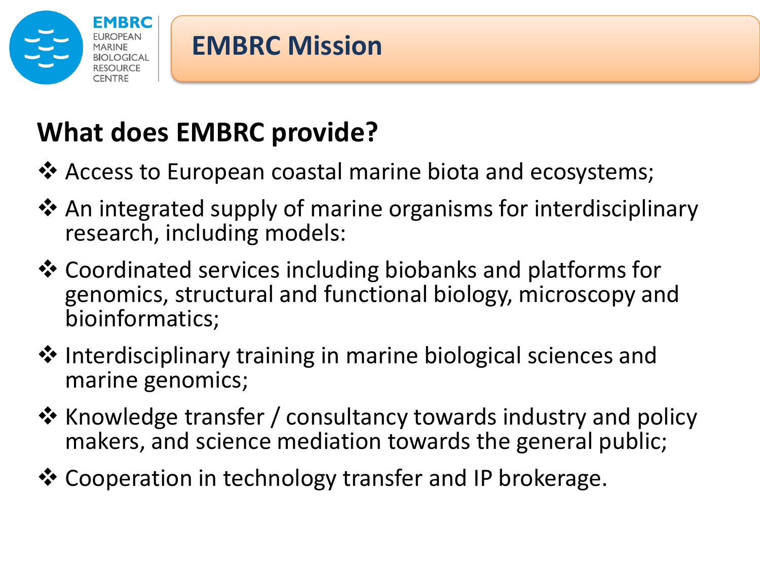# EMBRC Mission

## What does EMBRC provide?

- Access to European coastal marine biota and ecosystems;
- An integrated supply of marine organisms for interdisciplinary research, including models:
- Coordinated services including biobanks and platforms for genomics, structural and functional biology, microscopy and bioinformatics;
- Interdisciplinary training in marine biological sciences and marine genomics;
- Knowledge transfer / consultancy towards industry and policy makers, and science mediation towards the general public;
- Cooperation in technology transfer and IP brokerage.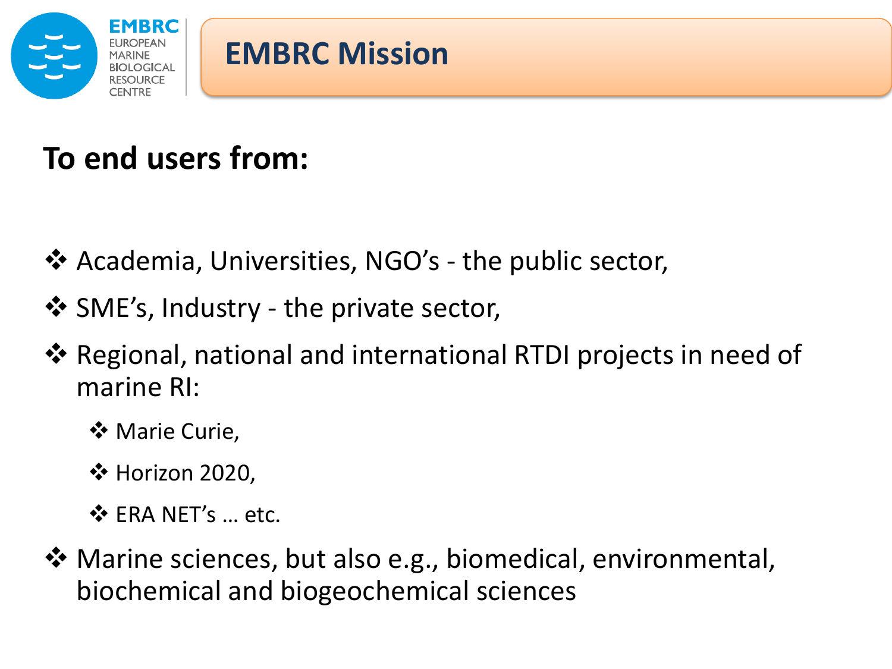# EMBRC Mission

## To end users from:

- Academia, Universities, NGO's - the public sector,
- SME's, Industry - the private sector,
- Regional, national and international RTDI projects in need of marine RI:
  - Marie Curie,
  - Horizon 2020,
  - ERA NET's … etc.
- Marine sciences, but also e.g., biomedical, environmental, biochemical and biogeochemical sciences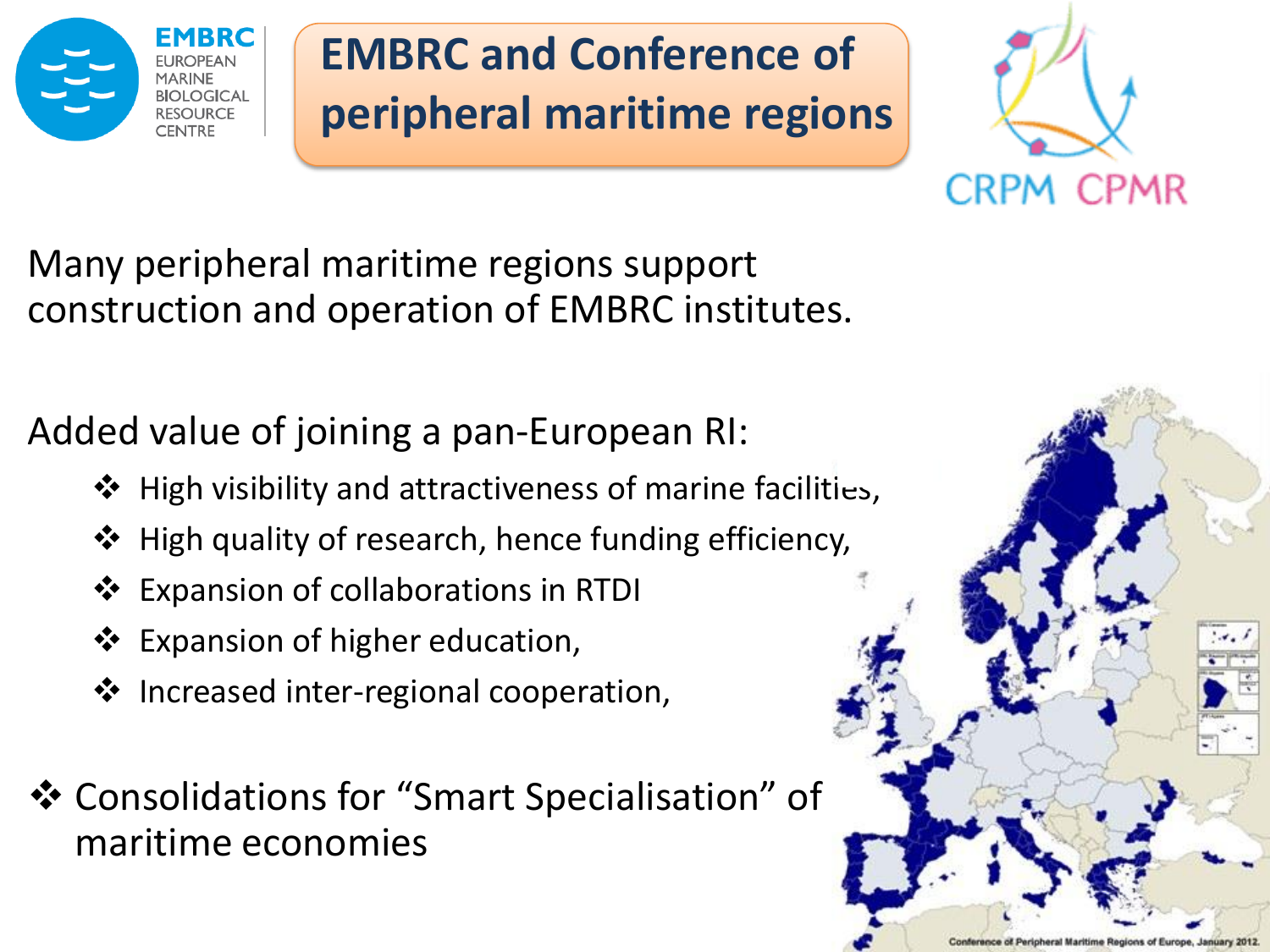# EMBRC and Conference of peripheral maritime regions

Many peripheral maritime regions support construction and operation of EMBRC institutes.

Added value of joining a pan-European RI:

- High visibility and attractiveness of marine facilities,
- High quality of research, hence funding efficiency,
- Expansion of collaborations in RTDI
- Expansion of higher education,
- Increased inter-regional cooperation,

- Consolidations for “Smart Specialisation” of maritime economies

Conference of Peripheral Maritime Regions of Europe, January 2012.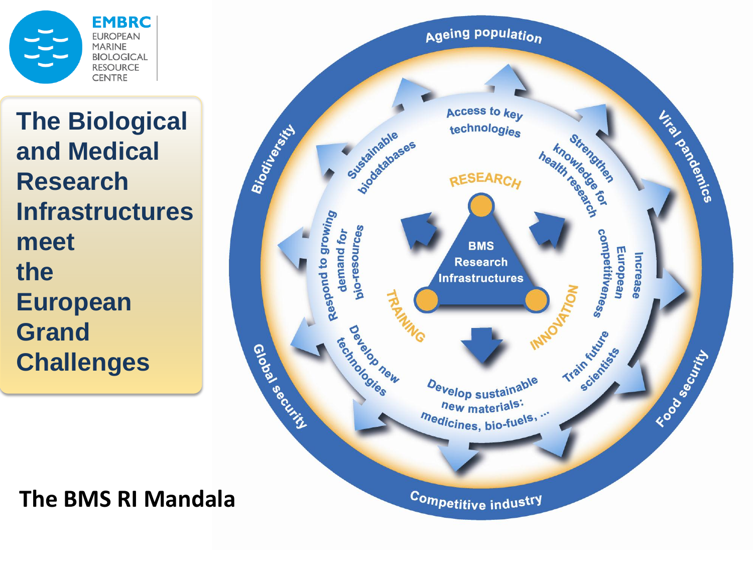EMBRC
EUROPEAN
MARINE
BIOLOGICAL
RESOURCE
CENTRE

# The Biological and Medical Research Infrastructures meet the European Grand Challenges

Ageing population

Viral pandemics

Food security

Competitive industry

Global security

Biodiversity

Access to key technologies

Strengthen knowledge for health research

Increase European competitiveness

Train future scientists

Develop sustainable new materials: medicines, bio-fuels, ...

Develop new technologies

Respond to growing demand for bio-resources

Sustainable biodatabases

RESEARCH

TRAINING

INNOVATION

BMS Research Infrastructures

**The BMS RI Mandala**